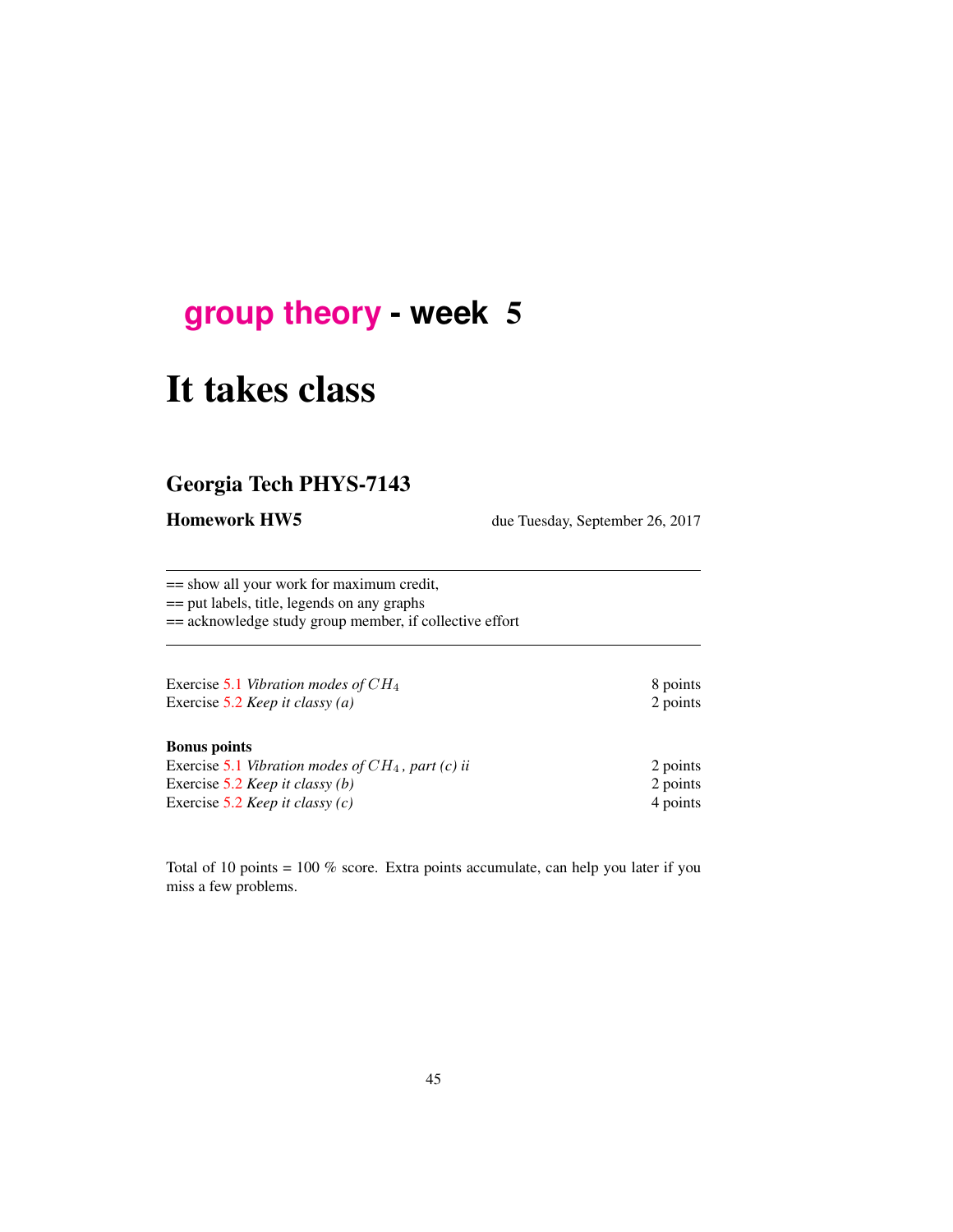# group theory - week 5

# It takes class

## Georgia Tech PHYS-7143

**Homework HW5** due Tuesday, September 26, 2017

---

== show all your work for maximum credit,
== put labels, title, legends on any graphs
== acknowledge study group member, if collective effort

---

| | |
|---|---|
| Exercise 5.1 *Vibration modes of $CH_4$* | 8 points |
| Exercise 5.2 *Keep it classy (a)* | 2 points |

**Bonus points**

| | |
|---|---|
| Exercise 5.1 *Vibration modes of $CH_4$, part (c) ii* | 2 points |
| Exercise 5.2 *Keep it classy (b)* | 2 points |
| Exercise 5.2 *Keep it classy (c)* | 4 points |

Total of 10 points = 100 % score. Extra points accumulate, can help you later if you miss a few problems.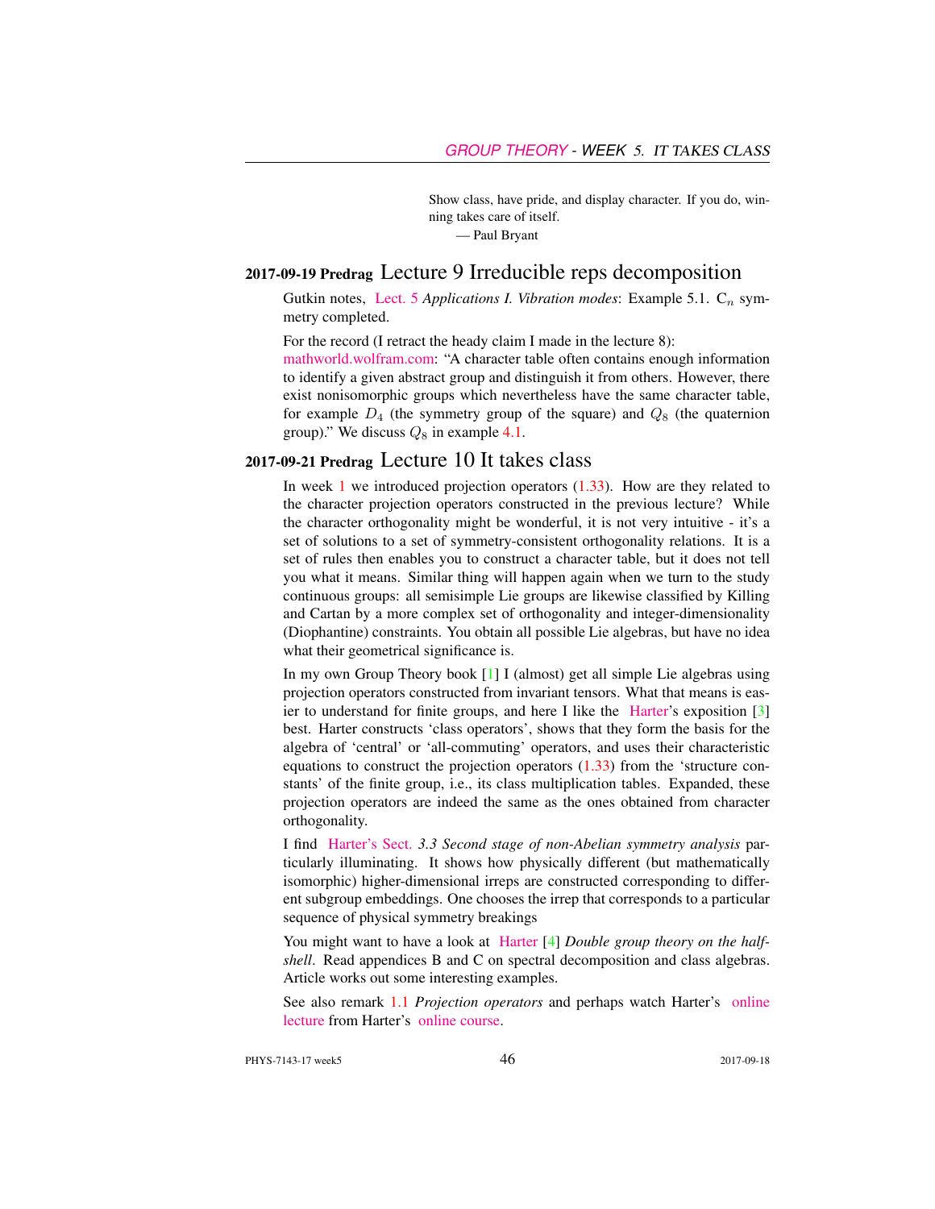> Show class, have pride, and display character. If you do, winning takes care of itself.
> — Paul Bryant

## 2017-09-19 Predrag Lecture 9 Irreducible reps decomposition

Gutkin notes, Lect. 5 *Applications I. Vibration modes*: Example 5.1. $C_n$ symmetry completed.

For the record (I retract the heady claim I made in the lecture 8):
mathworld.wolfram.com: "A character table often contains enough information to identify a given abstract group and distinguish it from others. However, there exist nonisomorphic groups which nevertheless have the same character table, for example $D_4$ (the symmetry group of the square) and $Q_8$ (the quaternion group)." We discuss $Q_8$ in example 4.1.

## 2017-09-21 Predrag Lecture 10 It takes class

In week 1 we introduced projection operators (1.33). How are they related to the character projection operators constructed in the previous lecture? While the character orthogonality might be wonderful, it is not very intuitive - it's a set of solutions to a set of symmetry-consistent orthogonality relations. It is a set of rules then enables you to construct a character table, but it does not tell you what it means. Similar thing will happen again when we turn to the study continuous groups: all semisimple Lie groups are likewise classified by Killing and Cartan by a more complex set of orthogonality and integer-dimensionality (Diophantine) constraints. You obtain all possible Lie algebras, but have no idea what their geometrical significance is.

In my own Group Theory book [1] I (almost) get all simple Lie algebras using projection operators constructed from invariant tensors. What that means is easier to understand for finite groups, and here I like the Harter's exposition [3] best. Harter constructs 'class operators', shows that they form the basis for the algebra of 'central' or 'all-commuting' operators, and uses their characteristic equations to construct the projection operators (1.33) from the 'structure constants' of the finite group, i.e., its class multiplication tables. Expanded, these projection operators are indeed the same as the ones obtained from character orthogonality.

I find Harter's Sect. 3.3 *Second stage of non-Abelian symmetry analysis* particularly illuminating. It shows how physically different (but mathematically isomorphic) higher-dimensional irreps are constructed corresponding to different subgroup embeddings. One chooses the irrep that corresponds to a particular sequence of physical symmetry breakings

You might want to have a look at Harter [4] *Double group theory on the half-shell*. Read appendices B and C on spectral decomposition and class algebras. Article works out some interesting examples.

See also remark 1.1 *Projection operators* and perhaps watch Harter's online lecture from Harter's online course.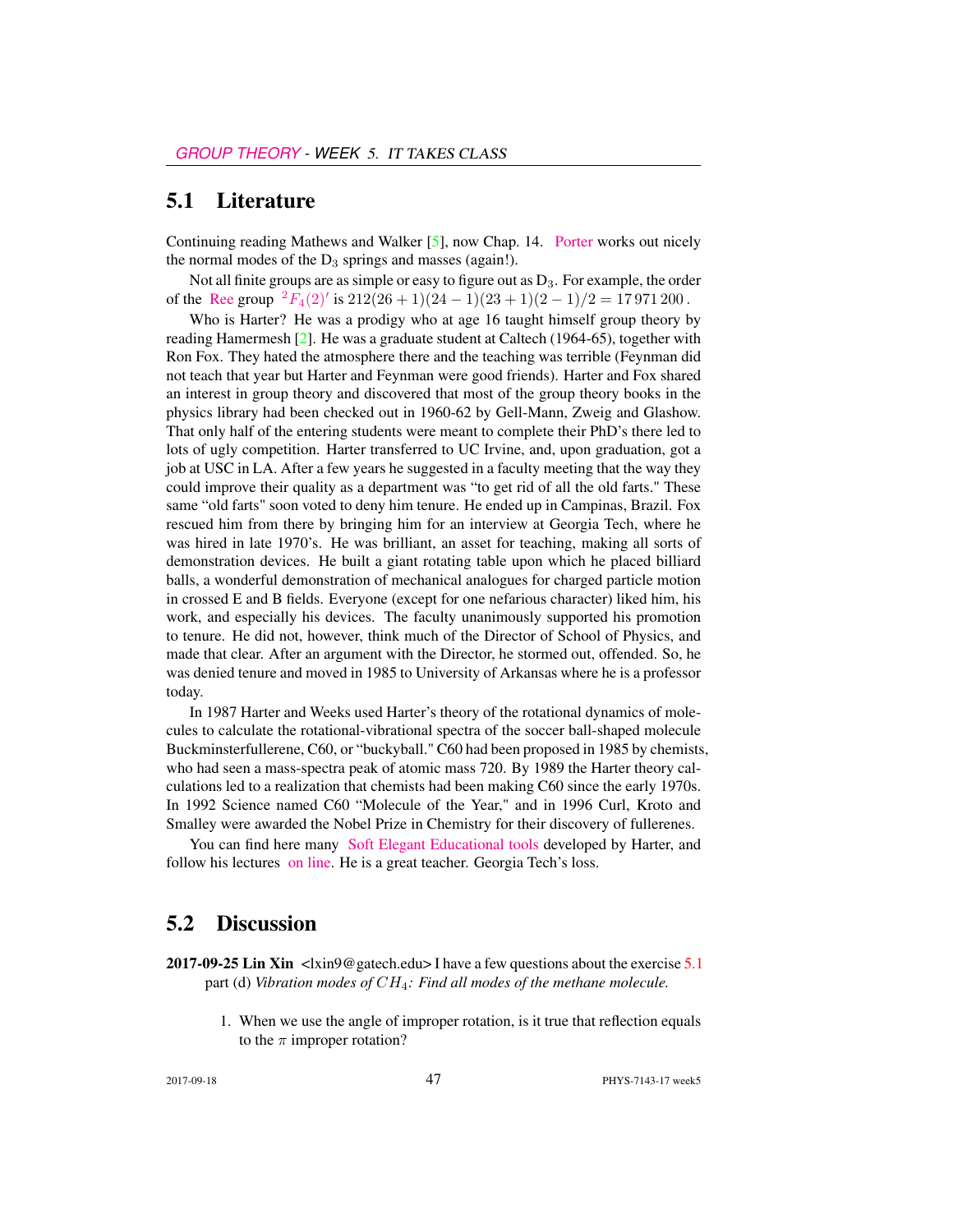## 5.1 Literature

Continuing reading Mathews and Walker [5], now Chap. 14. Porter works out nicely the normal modes of the $D_3$ springs and masses (again!).

Not all finite groups are as simple or easy to figure out as $D_3$. For example, the order of the Ree group ${}^2F_4(2)'$ is $212(26+1)(24-1)(23+1)(2-1)/2 = 17\,971\,200$.

Who is Harter? He was a prodigy who at age 16 taught himself group theory by reading Hamermesh [2]. He was a graduate student at Caltech (1964-65), together with Ron Fox. They hated the atmosphere there and the teaching was terrible (Feynman did not teach that year but Harter and Feynman were good friends). Harter and Fox shared an interest in group theory and discovered that most of the group theory books in the physics library had been checked out in 1960-62 by Gell-Mann, Zweig and Glashow. That only half of the entering students were meant to complete their PhD's there led to lots of ugly competition. Harter transferred to UC Irvine, and, upon graduation, got a job at USC in LA. After a few years he suggested in a faculty meeting that the way they could improve their quality as a department was "to get rid of all the old farts." These same "old farts" soon voted to deny him tenure. He ended up in Campinas, Brazil. Fox rescued him from there by bringing him for an interview at Georgia Tech, where he was hired in late 1970's. He was brilliant, an asset for teaching, making all sorts of demonstration devices. He built a giant rotating table upon which he placed billiard balls, a wonderful demonstration of mechanical analogues for charged particle motion in crossed E and B fields. Everyone (except for one nefarious character) liked him, his work, and especially his devices. The faculty unanimously supported his promotion to tenure. He did not, however, think much of the Director of School of Physics, and made that clear. After an argument with the Director, he stormed out, offended. So, he was denied tenure and moved in 1985 to University of Arkansas where he is a professor today.

In 1987 Harter and Weeks used Harter's theory of the rotational dynamics of molecules to calculate the rotational-vibrational spectra of the soccer ball-shaped molecule Buckminsterfullerene, C60, or "buckyball." C60 had been proposed in 1985 by chemists, who had seen a mass-spectra peak of atomic mass 720. By 1989 the Harter theory calculations led to a realization that chemists had been making C60 since the early 1970s. In 1992 Science named C60 "Molecule of the Year," and in 1996 Curl, Kroto and Smalley were awarded the Nobel Prize in Chemistry for their discovery of fullerenes.

You can find here many Soft Elegant Educational tools developed by Harter, and follow his lectures on line. He is a great teacher. Georgia Tech's loss.

## 5.2 Discussion

**2017-09-25 Lin Xin** <lxin9@gatech.edu> I have a few questions about the exercise 5.1 part (d) *Vibration modes of $CH_4$: Find all modes of the methane molecule.*

1. When we use the angle of improper rotation, is it true that reflection equals to the $\pi$ improper rotation?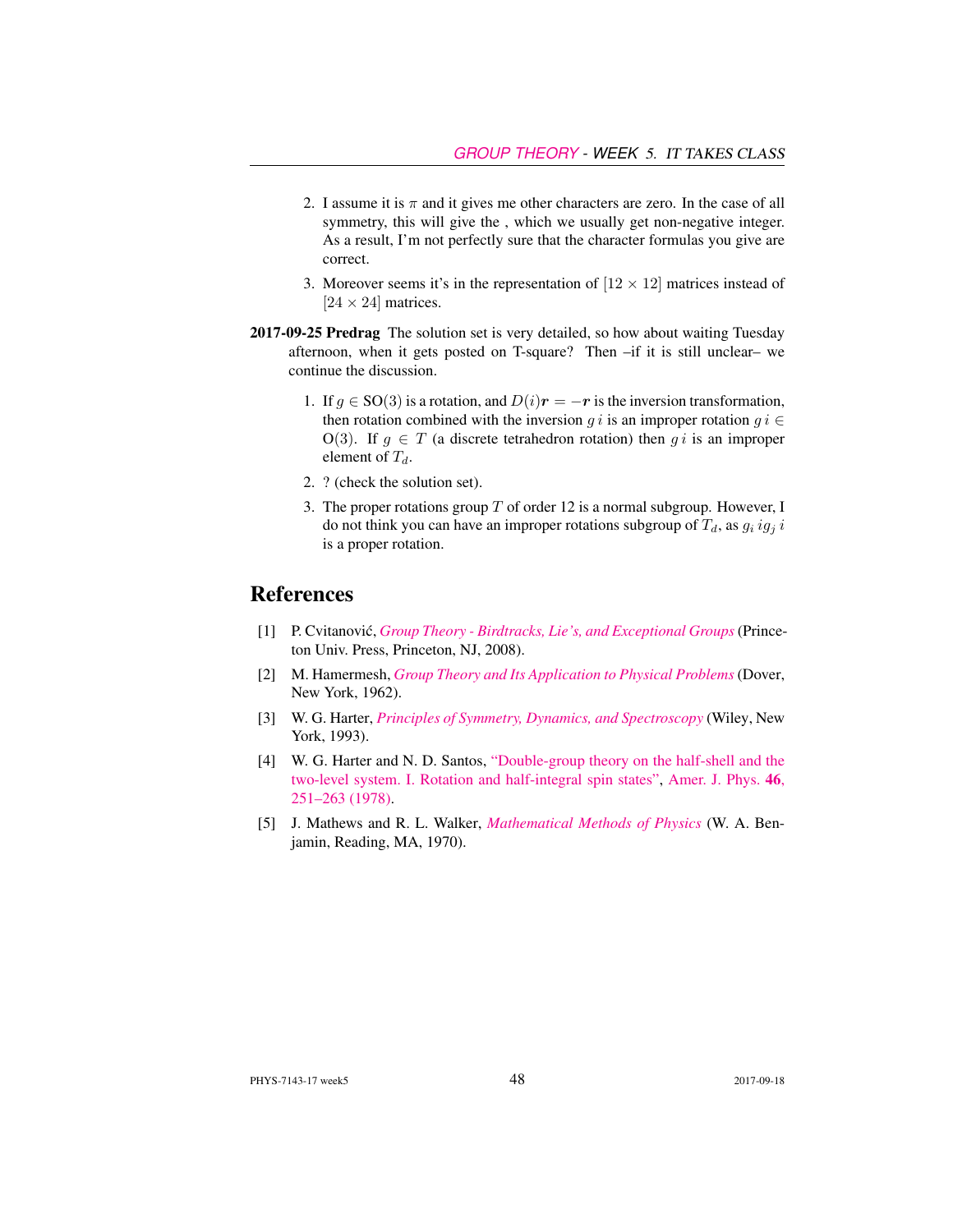2. I assume it is $\pi$ and it gives me other characters are zero. In the case of all symmetry, this will give the , which we usually get non-negative integer. As a result, I'm not perfectly sure that the character formulas you give are correct.

3. Moreover seems it's in the representation of $[12 \times 12]$ matrices instead of $[24 \times 24]$ matrices.

**2017-09-25 Predrag** The solution set is very detailed, so how about waiting Tuesday afternoon, when it gets posted on T-square? Then –if it is still unclear– we continue the discussion.

1. If $g \in \mathrm{SO}(3)$ is a rotation, and $D(i)\boldsymbol{r} = -\boldsymbol{r}$ is the inversion transformation, then rotation combined with the inversion $g\,i$ is an improper rotation $g\,i \in \mathrm{O}(3)$. If $g \in T$ (a discrete tetrahedron rotation) then $g\,i$ is an improper element of $T_d$.

2. ? (check the solution set).

3. The proper rotations group $T$ of order 12 is a normal subgroup. However, I do not think you can have an improper rotations subgroup of $T_d$, as $g_i\,i g_j\,i$ is a proper rotation.

# References

[1] P. Cvitanović, *Group Theory - Birdtracks, Lie's, and Exceptional Groups* (Princeton Univ. Press, Princeton, NJ, 2008).

[2] M. Hamermesh, *Group Theory and Its Application to Physical Problems* (Dover, New York, 1962).

[3] W. G. Harter, *Principles of Symmetry, Dynamics, and Spectroscopy* (Wiley, New York, 1993).

[4] W. G. Harter and N. D. Santos, "Double-group theory on the half-shell and the two-level system. I. Rotation and half-integral spin states", Amer. J. Phys. **46**, 251–263 (1978).

[5] J. Mathews and R. L. Walker, *Mathematical Methods of Physics* (W. A. Benjamin, Reading, MA, 1970).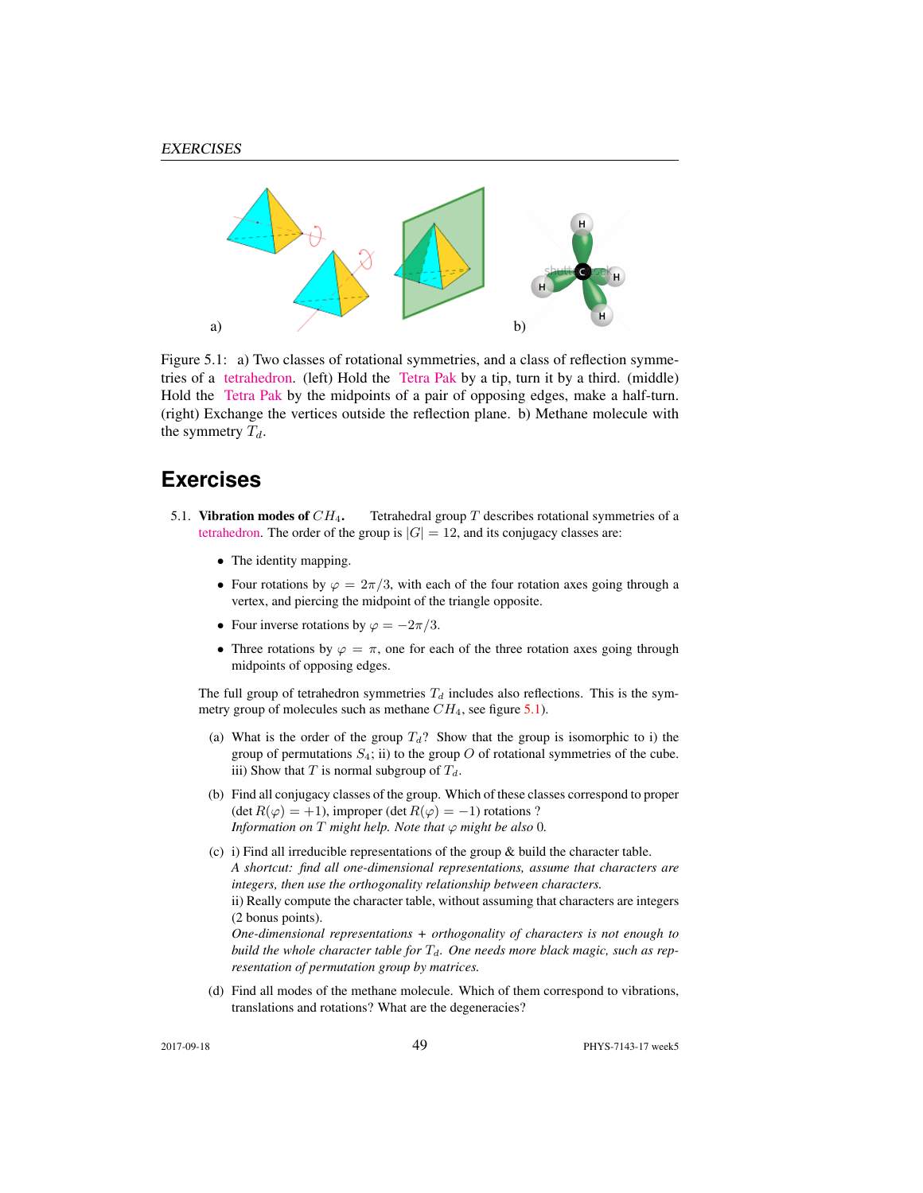Figure 5.1: a) Two classes of rotational symmetries, and a class of reflection symmetries of a tetrahedron. (left) Hold the Tetra Pak by a tip, turn it by a third. (middle) Hold the Tetra Pak by the midpoints of a pair of opposing edges, make a half-turn. (right) Exchange the vertices outside the reflection plane. b) Methane molecule with the symmetry $T_d$.

## Exercises

5.1. **Vibration modes of $CH_4$.** Tetrahedral group $T$ describes rotational symmetries of a tetrahedron. The order of the group is $|G| = 12$, and its conjugacy classes are:

- The identity mapping.
- Four rotations by $\varphi = 2\pi/3$, with each of the four rotation axes going through a vertex, and piercing the midpoint of the triangle opposite.
- Four inverse rotations by $\varphi = -2\pi/3$.
- Three rotations by $\varphi = \pi$, one for each of the three rotation axes going through midpoints of opposing edges.

The full group of tetrahedron symmetries $T_d$ includes also reflections. This is the symmetry group of molecules such as methane $CH_4$, see figure 5.1).

(a) What is the order of the group $T_d$? Show that the group is isomorphic to i) the group of permutations $S_4$; ii) to the group $O$ of rotational symmetries of the cube. iii) Show that $T$ is normal subgroup of $T_d$.

(b) Find all conjugacy classes of the group. Which of these classes correspond to proper ($\det R(\varphi) = +1$), improper ($\det R(\varphi) = -1$) rotations ? *Information on $T$ might help. Note that $\varphi$ might be also 0.*

(c) i) Find all irreducible representations of the group & build the character table. *A shortcut: find all one-dimensional representations, assume that characters are integers, then use the orthogonality relationship between characters.*
ii) Really compute the character table, without assuming that characters are integers (2 bonus points).
*One-dimensional representations + orthogonality of characters is not enough to build the whole character table for $T_d$. One needs more black magic, such as representation of permutation group by matrices.*

(d) Find all modes of the methane molecule. Which of them correspond to vibrations, translations and rotations? What are the degeneracies?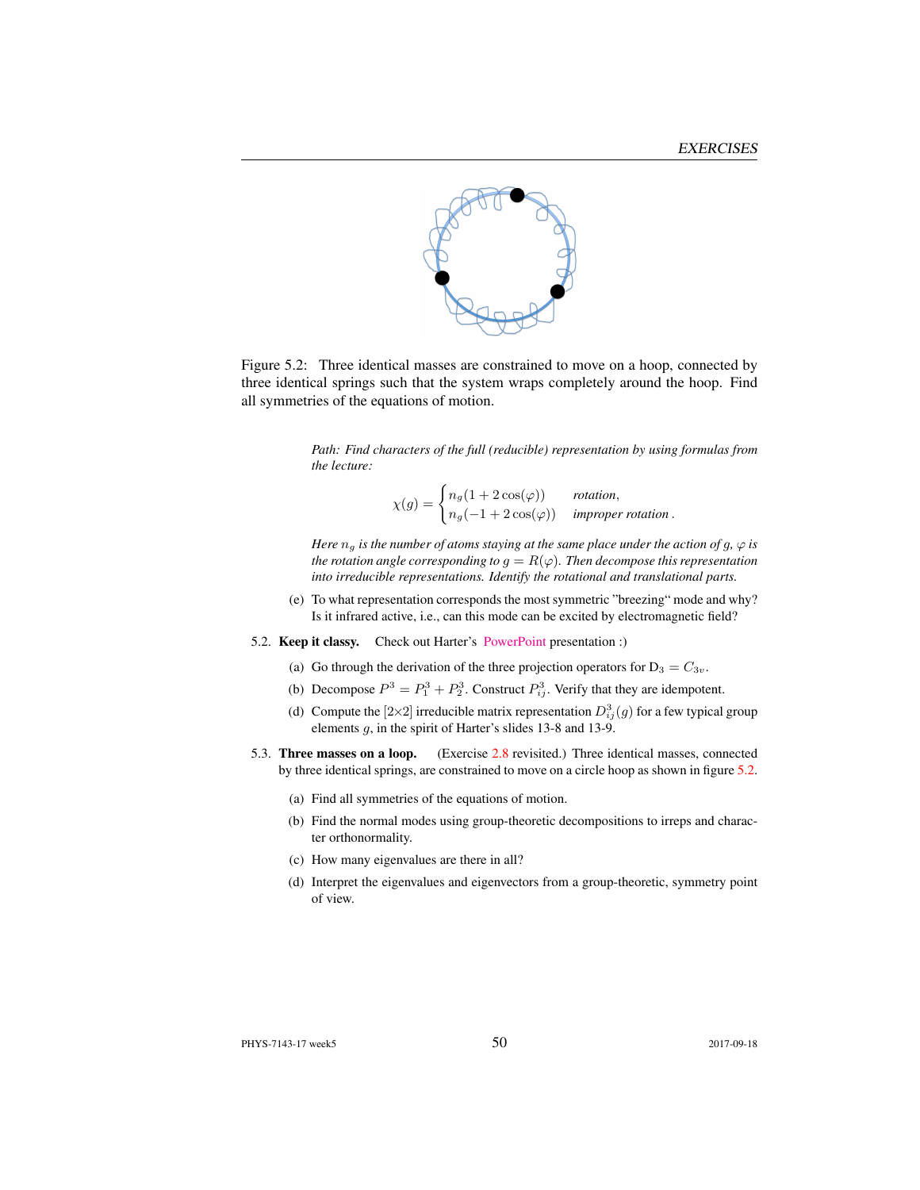Figure 5.2: Three identical masses are constrained to move on a hoop, connected by three identical springs such that the system wraps completely around the hoop. Find all symmetries of the equations of motion.

*Path: Find characters of the full (reducible) representation by using formulas from the lecture:*

$$\chi(g) = \begin{cases} n_g(1 + 2\cos(\varphi)) & \textit{rotation}, \\ n_g(-1 + 2\cos(\varphi)) & \textit{improper rotation}. \end{cases}$$

*Here $n_g$ is the number of atoms staying at the same place under the action of $g$, $\varphi$ is the rotation angle corresponding to $g = R(\varphi)$. Then decompose this representation into irreducible representations. Identify the rotational and translational parts.*

(e) To what representation corresponds the most symmetric "breezing" mode and why? Is it infrared active, i.e., can this mode can be excited by electromagnetic field?

5.2. **Keep it classy.** Check out Harter's PowerPoint presentation :)

(a) Go through the derivation of the three projection operators for $D_3 = C_{3v}$.

(b) Decompose $P^3 = P_1^3 + P_2^3$. Construct $P_{ij}^3$. Verify that they are idempotent.

(d) Compute the [2×2] irreducible matrix representation $D_{ij}^3(g)$ for a few typical group elements $g$, in the spirit of Harter's slides 13-8 and 13-9.

5.3. **Three masses on a loop.** (Exercise 2.8 revisited.) Three identical masses, connected by three identical springs, are constrained to move on a circle hoop as shown in figure 5.2.

(a) Find all symmetries of the equations of motion.

(b) Find the normal modes using group-theoretic decompositions to irreps and character orthonormality.

(c) How many eigenvalues are there in all?

(d) Interpret the eigenvalues and eigenvectors from a group-theoretic, symmetry point of view.